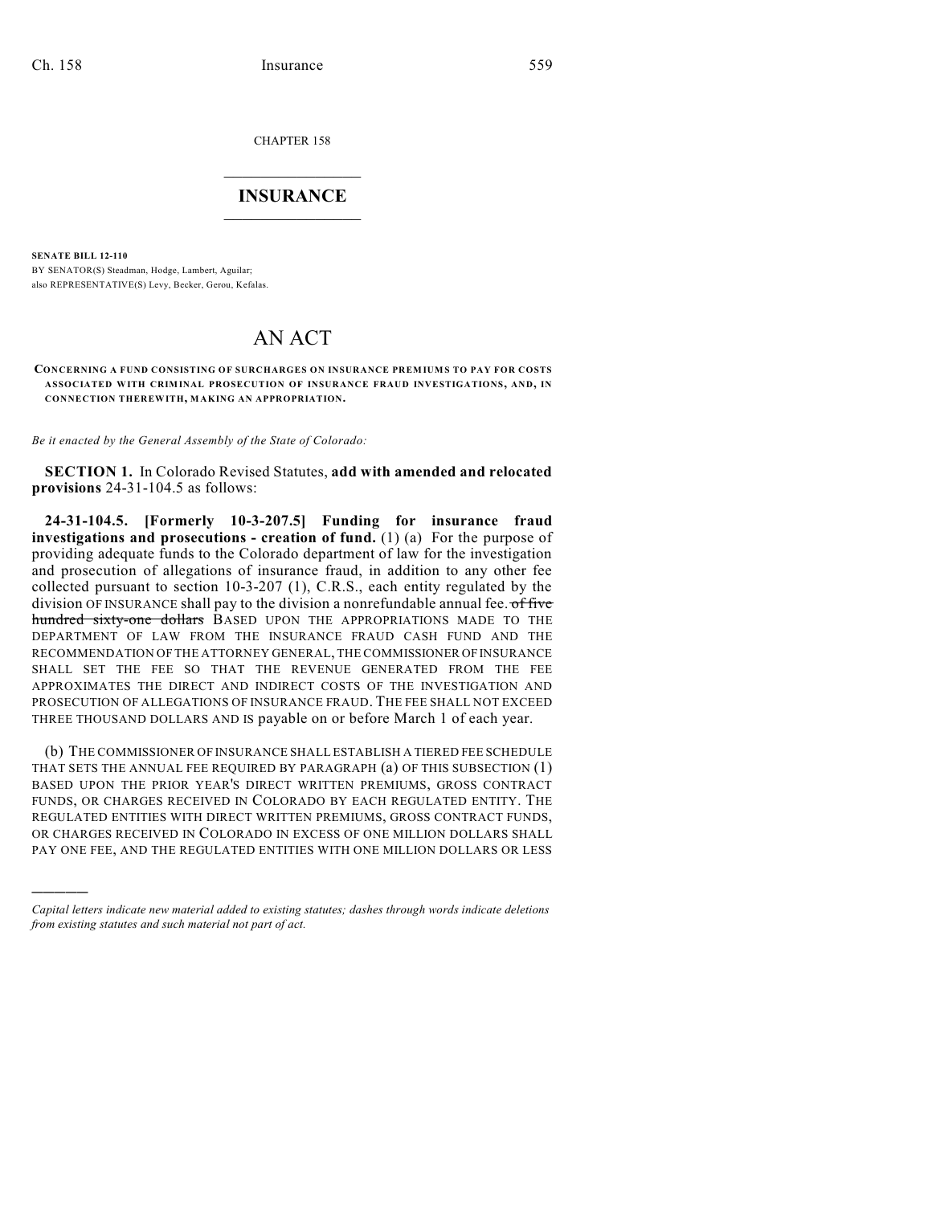CHAPTER 158

# INSURANCE

**SENATE BILL 12-110**

BY SENATOR(S) Steadman, Hodge, Lambert, Aguilar;
also REPRESENTATIVE(S) Levy, Becker, Gerou, Kefalas.

# AN ACT

**CONCERNING A FUND CONSISTING OF SURCHARGES ON INSURANCE PREMIUMS TO PAY FOR COSTS ASSOCIATED WITH CRIMINAL PROSECUTION OF INSURANCE FRAUD INVESTIGATIONS, AND, IN CONNECTION THEREWITH, MAKING AN APPROPRIATION.**

*Be it enacted by the General Assembly of the State of Colorado:*

**SECTION 1.** In Colorado Revised Statutes, **add with amended and relocated provisions** 24-31-104.5 as follows:

**24-31-104.5. [Formerly 10-3-207.5] Funding for insurance fraud investigations and prosecutions - creation of fund.** (1) (a) For the purpose of providing adequate funds to the Colorado department of law for the investigation and prosecution of allegations of insurance fraud, in addition to any other fee collected pursuant to section 10-3-207 (1), C.R.S., each entity regulated by the division OF INSURANCE shall pay to the division a nonrefundable annual fee. ~~of five hundred sixty-one dollars~~ BASED UPON THE APPROPRIATIONS MADE TO THE DEPARTMENT OF LAW FROM THE INSURANCE FRAUD CASH FUND AND THE RECOMMENDATION OF THE ATTORNEY GENERAL, THE COMMISSIONER OF INSURANCE SHALL SET THE FEE SO THAT THE REVENUE GENERATED FROM THE FEE APPROXIMATES THE DIRECT AND INDIRECT COSTS OF THE INVESTIGATION AND PROSECUTION OF ALLEGATIONS OF INSURANCE FRAUD. THE FEE SHALL NOT EXCEED THREE THOUSAND DOLLARS AND IS payable on or before March 1 of each year.

(b) THE COMMISSIONER OF INSURANCE SHALL ESTABLISH A TIERED FEE SCHEDULE THAT SETS THE ANNUAL FEE REQUIRED BY PARAGRAPH (a) OF THIS SUBSECTION (1) BASED UPON THE PRIOR YEAR'S DIRECT WRITTEN PREMIUMS, GROSS CONTRACT FUNDS, OR CHARGES RECEIVED IN COLORADO BY EACH REGULATED ENTITY. THE REGULATED ENTITIES WITH DIRECT WRITTEN PREMIUMS, GROSS CONTRACT FUNDS, OR CHARGES RECEIVED IN COLORADO IN EXCESS OF ONE MILLION DOLLARS SHALL PAY ONE FEE, AND THE REGULATED ENTITIES WITH ONE MILLION DOLLARS OR LESS

---

*Capital letters indicate new material added to existing statutes; dashes through words indicate deletions from existing statutes and such material not part of act.*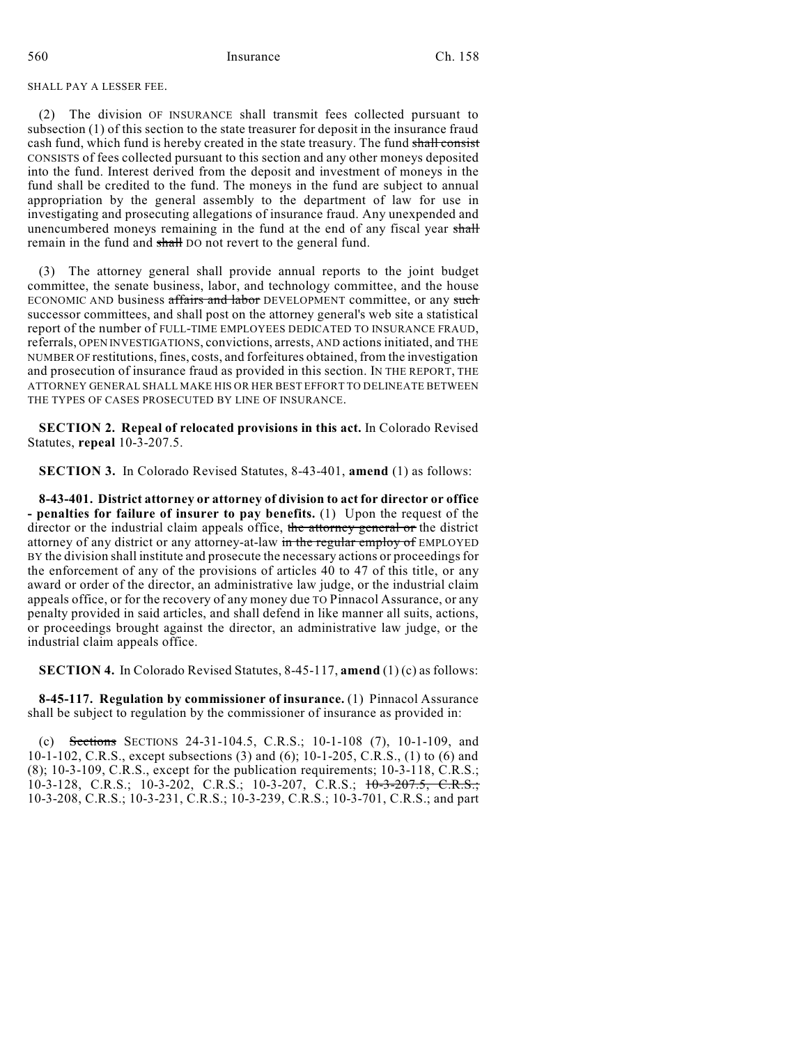SHALL PAY A LESSER FEE.

(2) The division OF INSURANCE shall transmit fees collected pursuant to subsection (1) of this section to the state treasurer for deposit in the insurance fraud cash fund, which fund is hereby created in the state treasury. The fund ~~shall consist~~ CONSISTS of fees collected pursuant to this section and any other moneys deposited into the fund. Interest derived from the deposit and investment of moneys in the fund shall be credited to the fund. The moneys in the fund are subject to annual appropriation by the general assembly to the department of law for use in investigating and prosecuting allegations of insurance fraud. Any unexpended and unencumbered moneys remaining in the fund at the end of any fiscal year ~~shall~~ remain in the fund and ~~shall~~ DO not revert to the general fund.

(3) The attorney general shall provide annual reports to the joint budget committee, the senate business, labor, and technology committee, and the house ECONOMIC AND business ~~affairs and labor~~ DEVELOPMENT committee, or any ~~such~~ successor committees, and shall post on the attorney general's web site a statistical report of the number of FULL-TIME EMPLOYEES DEDICATED TO INSURANCE FRAUD, referrals, OPEN INVESTIGATIONS, convictions, arrests, AND actions initiated, and THE NUMBER OF restitutions, fines, costs, and forfeitures obtained, from the investigation and prosecution of insurance fraud as provided in this section. IN THE REPORT, THE ATTORNEY GENERAL SHALL MAKE HIS OR HER BEST EFFORT TO DELINEATE BETWEEN THE TYPES OF CASES PROSECUTED BY LINE OF INSURANCE.

**SECTION 2. Repeal of relocated provisions in this act.** In Colorado Revised Statutes, **repeal** 10-3-207.5.

**SECTION 3.** In Colorado Revised Statutes, 8-43-401, **amend** (1) as follows:

**8-43-401. District attorney or attorney of division to act for director or office - penalties for failure of insurer to pay benefits.** (1) Upon the request of the director or the industrial claim appeals office, ~~the attorney general or~~ the district attorney of any district or any attorney-at-law ~~in the regular employ of~~ EMPLOYED BY the division shall institute and prosecute the necessary actions or proceedings for the enforcement of any of the provisions of articles 40 to 47 of this title, or any award or order of the director, an administrative law judge, or the industrial claim appeals office, or for the recovery of any money due TO Pinnacol Assurance, or any penalty provided in said articles, and shall defend in like manner all suits, actions, or proceedings brought against the director, an administrative law judge, or the industrial claim appeals office.

**SECTION 4.** In Colorado Revised Statutes, 8-45-117, **amend** (1) (c) as follows:

**8-45-117. Regulation by commissioner of insurance.** (1) Pinnacol Assurance shall be subject to regulation by the commissioner of insurance as provided in:

(c) ~~Sections~~ SECTIONS 24-31-104.5, C.R.S.; 10-1-108 (7), 10-1-109, and 10-1-102, C.R.S., except subsections (3) and (6); 10-1-205, C.R.S., (1) to (6) and (8); 10-3-109, C.R.S., except for the publication requirements; 10-3-118, C.R.S.; 10-3-128, C.R.S.; 10-3-202, C.R.S.; 10-3-207, C.R.S.; ~~10-3-207.5, C.R.S.;~~ 10-3-208, C.R.S.; 10-3-231, C.R.S.; 10-3-239, C.R.S.; 10-3-701, C.R.S.; and part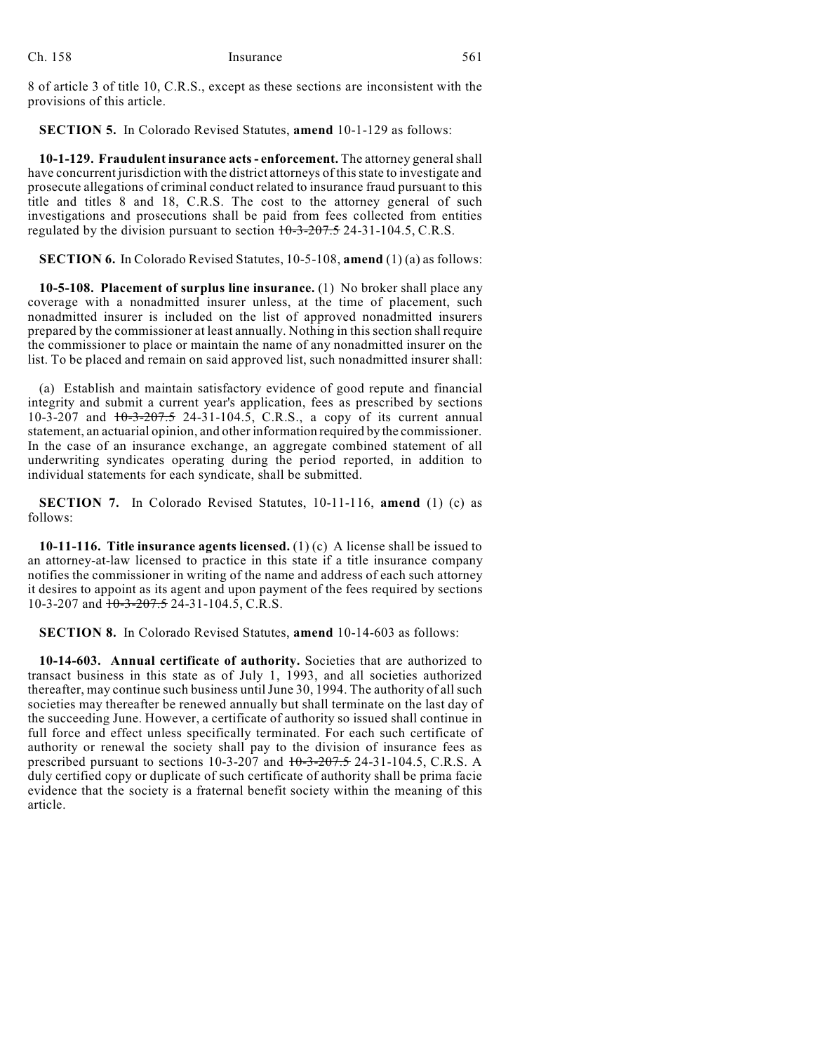8 of article 3 of title 10, C.R.S., except as these sections are inconsistent with the provisions of this article.

**SECTION 5.** In Colorado Revised Statutes, **amend** 10-1-129 as follows:

**10-1-129. Fraudulent insurance acts - enforcement.** The attorney general shall have concurrent jurisdiction with the district attorneys of this state to investigate and prosecute allegations of criminal conduct related to insurance fraud pursuant to this title and titles 8 and 18, C.R.S. The cost to the attorney general of such investigations and prosecutions shall be paid from fees collected from entities regulated by the division pursuant to section ~~10-3-207.5~~ 24-31-104.5, C.R.S.

**SECTION 6.** In Colorado Revised Statutes, 10-5-108, **amend** (1) (a) as follows:

**10-5-108. Placement of surplus line insurance.** (1) No broker shall place any coverage with a nonadmitted insurer unless, at the time of placement, such nonadmitted insurer is included on the list of approved nonadmitted insurers prepared by the commissioner at least annually. Nothing in this section shall require the commissioner to place or maintain the name of any nonadmitted insurer on the list. To be placed and remain on said approved list, such nonadmitted insurer shall:

(a) Establish and maintain satisfactory evidence of good repute and financial integrity and submit a current year's application, fees as prescribed by sections 10-3-207 and ~~10-3-207.5~~ 24-31-104.5, C.R.S., a copy of its current annual statement, an actuarial opinion, and other information required by the commissioner. In the case of an insurance exchange, an aggregate combined statement of all underwriting syndicates operating during the period reported, in addition to individual statements for each syndicate, shall be submitted.

**SECTION 7.** In Colorado Revised Statutes, 10-11-116, **amend** (1) (c) as follows:

**10-11-116. Title insurance agents licensed.** (1) (c) A license shall be issued to an attorney-at-law licensed to practice in this state if a title insurance company notifies the commissioner in writing of the name and address of each such attorney it desires to appoint as its agent and upon payment of the fees required by sections 10-3-207 and ~~10-3-207.5~~ 24-31-104.5, C.R.S.

**SECTION 8.** In Colorado Revised Statutes, **amend** 10-14-603 as follows:

**10-14-603. Annual certificate of authority.** Societies that are authorized to transact business in this state as of July 1, 1993, and all societies authorized thereafter, may continue such business until June 30, 1994. The authority of all such societies may thereafter be renewed annually but shall terminate on the last day of the succeeding June. However, a certificate of authority so issued shall continue in full force and effect unless specifically terminated. For each such certificate of authority or renewal the society shall pay to the division of insurance fees as prescribed pursuant to sections 10-3-207 and ~~10-3-207.5~~ 24-31-104.5, C.R.S. A duly certified copy or duplicate of such certificate of authority shall be prima facie evidence that the society is a fraternal benefit society within the meaning of this article.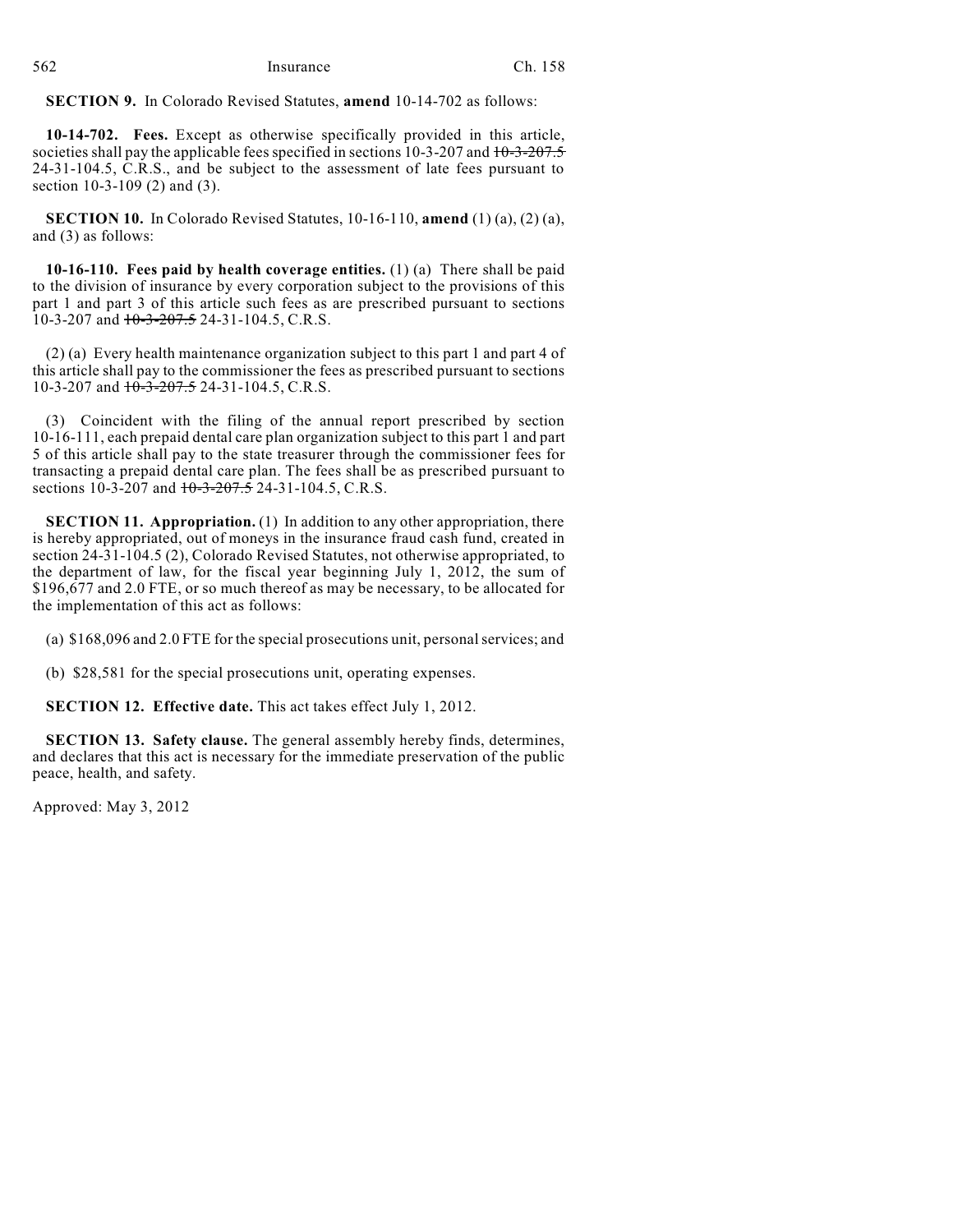**SECTION 9.** In Colorado Revised Statutes, **amend** 10-14-702 as follows:

**10-14-702. Fees.** Except as otherwise specifically provided in this article, societies shall pay the applicable fees specified in sections 10-3-207 and ~~10-3-207.5~~ 24-31-104.5, C.R.S., and be subject to the assessment of late fees pursuant to section 10-3-109 (2) and (3).

**SECTION 10.** In Colorado Revised Statutes, 10-16-110, **amend** (1) (a), (2) (a), and (3) as follows:

**10-16-110. Fees paid by health coverage entities.** (1) (a) There shall be paid to the division of insurance by every corporation subject to the provisions of this part 1 and part 3 of this article such fees as are prescribed pursuant to sections 10-3-207 and ~~10-3-207.5~~ 24-31-104.5, C.R.S.

(2) (a) Every health maintenance organization subject to this part 1 and part 4 of this article shall pay to the commissioner the fees as prescribed pursuant to sections 10-3-207 and ~~10-3-207.5~~ 24-31-104.5, C.R.S.

(3) Coincident with the filing of the annual report prescribed by section 10-16-111, each prepaid dental care plan organization subject to this part 1 and part 5 of this article shall pay to the state treasurer through the commissioner fees for transacting a prepaid dental care plan. The fees shall be as prescribed pursuant to sections 10-3-207 and ~~10-3-207.5~~ 24-31-104.5, C.R.S.

**SECTION 11. Appropriation.** (1) In addition to any other appropriation, there is hereby appropriated, out of moneys in the insurance fraud cash fund, created in section 24-31-104.5 (2), Colorado Revised Statutes, not otherwise appropriated, to the department of law, for the fiscal year beginning July 1, 2012, the sum of $196,677 and 2.0 FTE, or so much thereof as may be necessary, to be allocated for the implementation of this act as follows:

(a) $168,096 and 2.0 FTE for the special prosecutions unit, personal services; and

(b) $28,581 for the special prosecutions unit, operating expenses.

**SECTION 12. Effective date.** This act takes effect July 1, 2012.

**SECTION 13. Safety clause.** The general assembly hereby finds, determines, and declares that this act is necessary for the immediate preservation of the public peace, health, and safety.

Approved: May 3, 2012